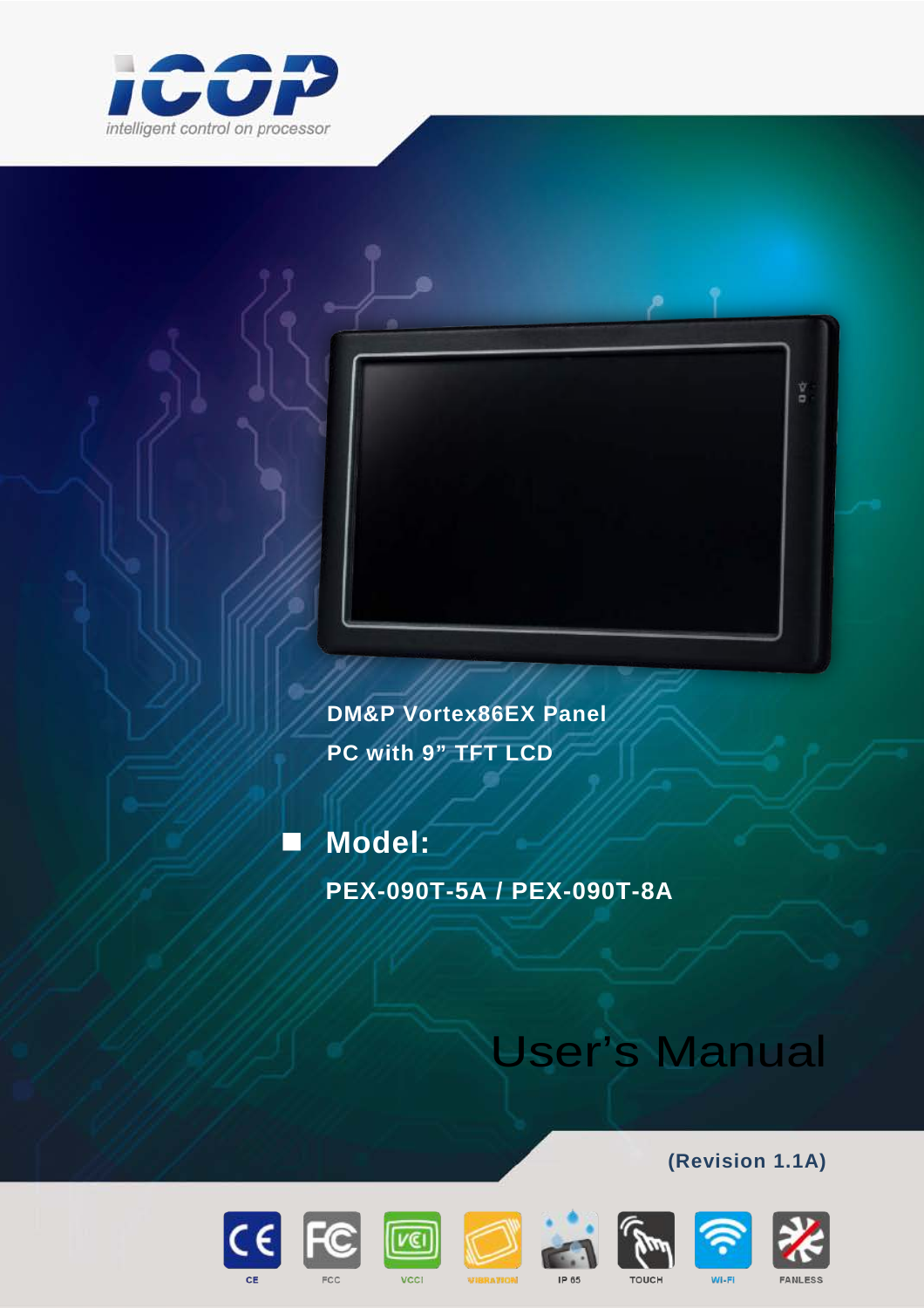ICOP

intelligent control on processor

**DM&P Vortex86EX Panel PC with 9" TFT LCD**

- **Model:**

**PEX-090T-5A / PEX-090T-8A**

# User's Manual

**(Revision 1.1A)**

CE FCC VCCI VIBRATION IP 65 TOUCH WI-FI FANLESS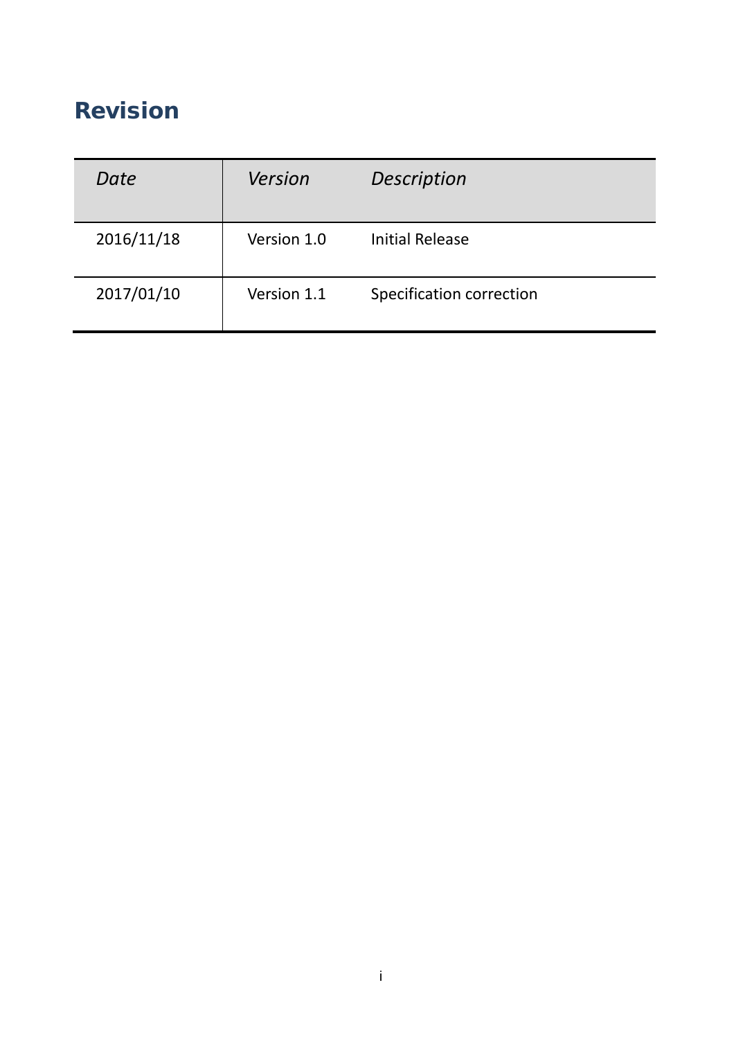# Revision

| *Date* | *Version* | *Description* |
| --- | --- | --- |
| 2016/11/18 | Version 1.0 | Initial Release |
| 2017/01/10 | Version 1.1 | Specification correction |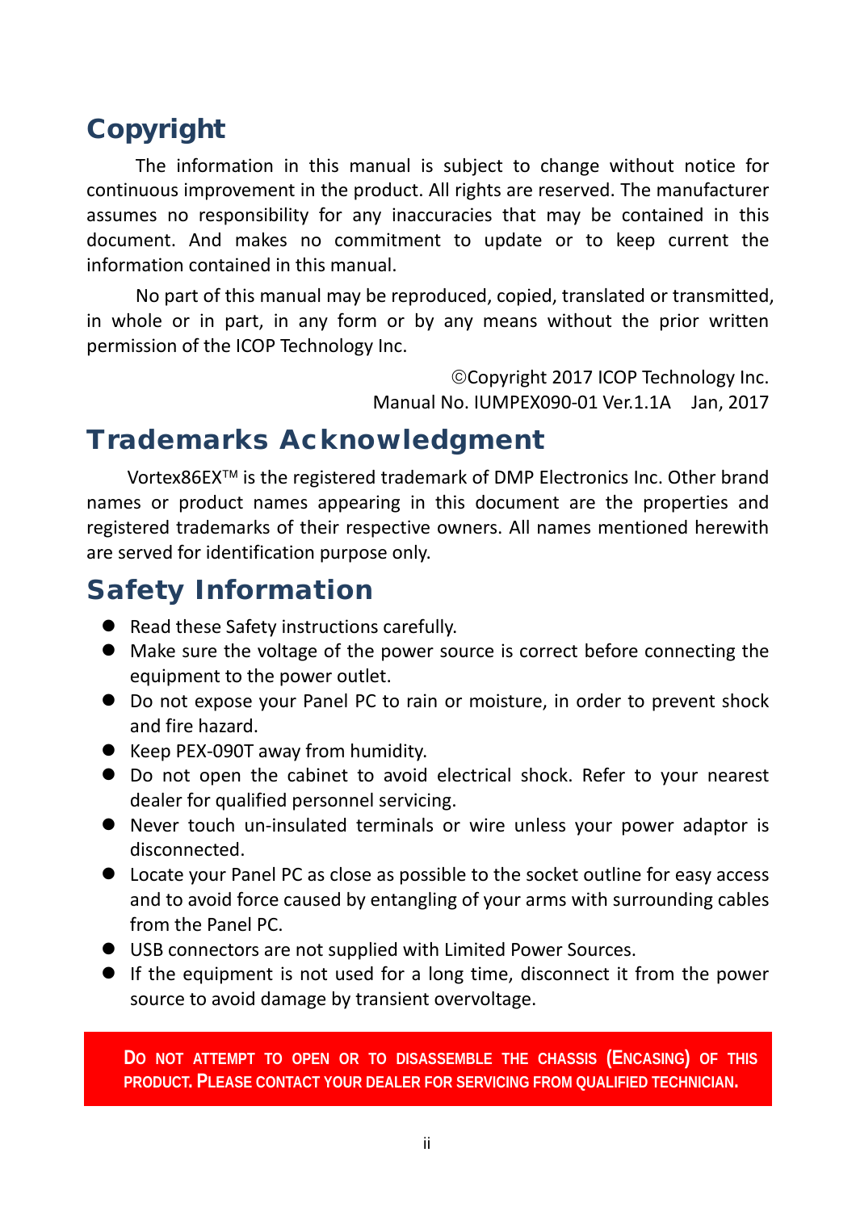# Copyright

The information in this manual is subject to change without notice for continuous improvement in the product. All rights are reserved. The manufacturer assumes no responsibility for any inaccuracies that may be contained in this document. And makes no commitment to update or to keep current the information contained in this manual.

No part of this manual may be reproduced, copied, translated or transmitted, in whole or in part, in any form or by any means without the prior written permission of the ICOP Technology Inc.

©Copyright 2017 ICOP Technology Inc.
Manual No. IUMPEX090-01 Ver.1.1A Jan, 2017

# Trademarks Acknowledgment

Vortex86EX™ is the registered trademark of DMP Electronics Inc. Other brand names or product names appearing in this document are the properties and registered trademarks of their respective owners. All names mentioned herewith are served for identification purpose only.

# Safety Information

- Read these Safety instructions carefully.
- Make sure the voltage of the power source is correct before connecting the equipment to the power outlet.
- Do not expose your Panel PC to rain or moisture, in order to prevent shock and fire hazard.
- Keep PEX-090T away from humidity.
- Do not open the cabinet to avoid electrical shock. Refer to your nearest dealer for qualified personnel servicing.
- Never touch un-insulated terminals or wire unless your power adaptor is disconnected.
- Locate your Panel PC as close as possible to the socket outline for easy access and to avoid force caused by entangling of your arms with surrounding cables from the Panel PC.
- USB connectors are not supplied with Limited Power Sources.
- If the equipment is not used for a long time, disconnect it from the power source to avoid damage by transient overvoltage.

**DO NOT ATTEMPT TO OPEN OR TO DISASSEMBLE THE CHASSIS (ENCASING) OF THIS PRODUCT. PLEASE CONTACT YOUR DEALER FOR SERVICING FROM QUALIFIED TECHNICIAN.**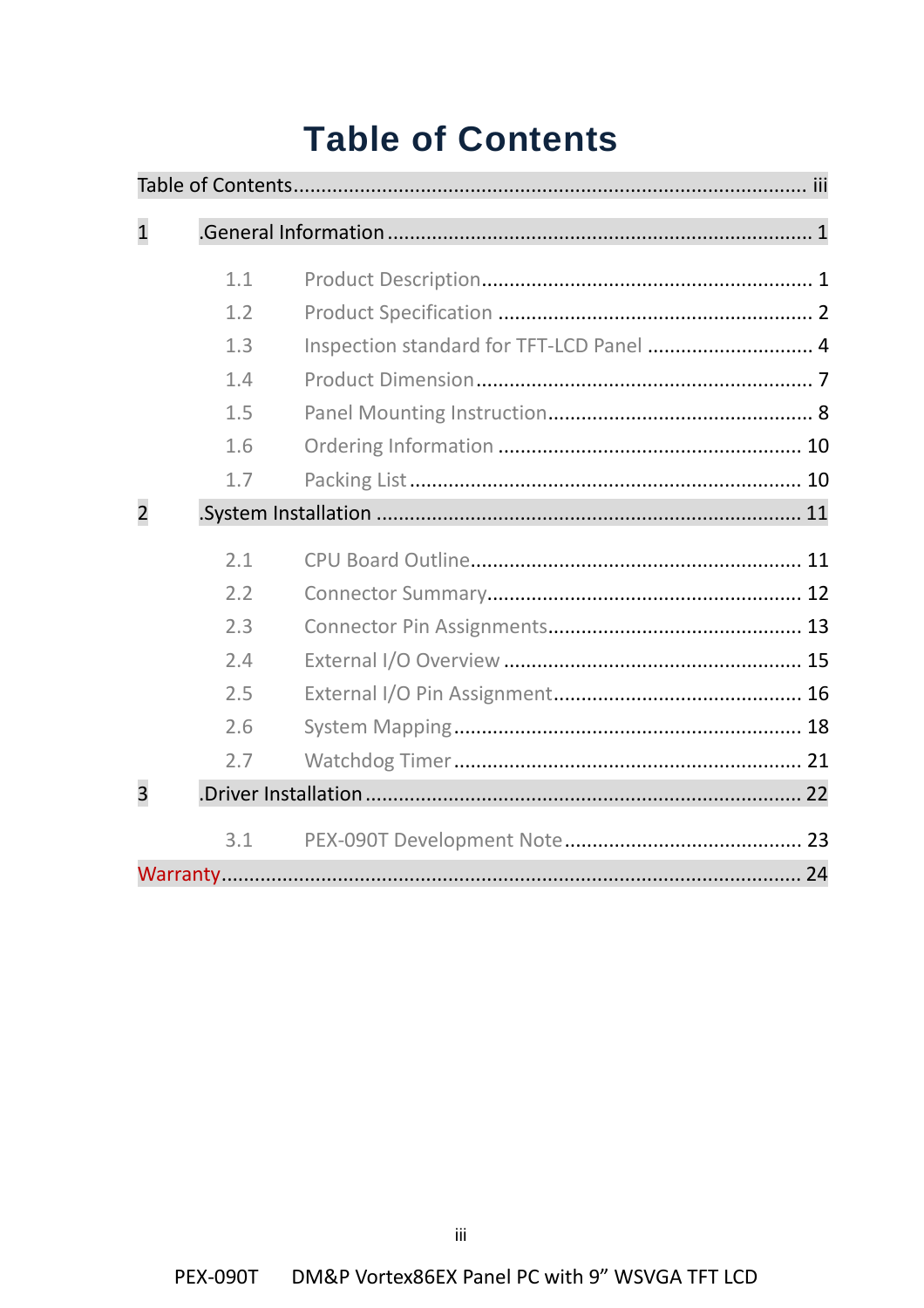# Table of Contents

Table of Contents ........................................................................................ iii

1 .General Information ........................................................................ 1

- 1.1 Product Description........................................................... 1
- 1.2 Product Specification ........................................................ 2
- 1.3 Inspection standard for TFT-LCD Panel ............................. 4
- 1.4 Product Dimension............................................................ 7
- 1.5 Panel Mounting Instruction................................................ 8
- 1.6 Ordering Information ...................................................... 10
- 1.7 Packing List ..................................................................... 10

2 .System Installation ......................................................................... 11

- 2.1 CPU Board Outline........................................................... 11
- 2.2 Connector Summary........................................................ 12
- 2.3 Connector Pin Assignments............................................. 13
- 2.4 External I/O Overview ..................................................... 15
- 2.5 External I/O Pin Assignment............................................ 16
- 2.6 System Mapping ............................................................. 18
- 2.7 Watchdog Timer ............................................................. 21

3 .Driver Installation ........................................................................... 22

- 3.1 PEX-090T Development Note .......................................... 23

Warranty...................................................................................................... 24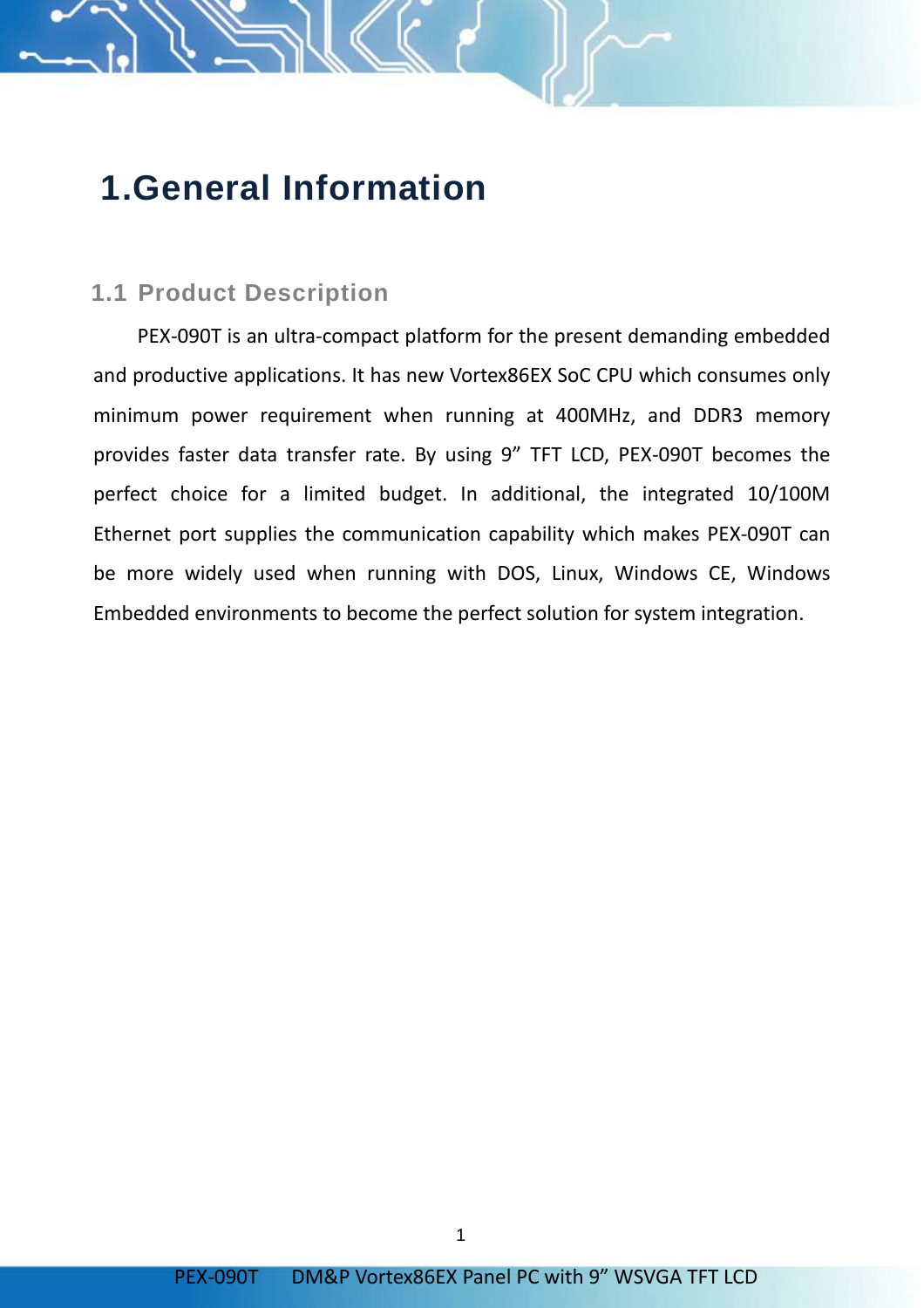# 1.General Information

## 1.1 Product Description

PEX-090T is an ultra-compact platform for the present demanding embedded and productive applications. It has new Vortex86EX SoC CPU which consumes only minimum power requirement when running at 400MHz, and DDR3 memory provides faster data transfer rate. By using 9” TFT LCD, PEX-090T becomes the perfect choice for a limited budget. In additional, the integrated 10/100M Ethernet port supplies the communication capability which makes PEX-090T can be more widely used when running with DOS, Linux, Windows CE, Windows Embedded environments to become the perfect solution for system integration.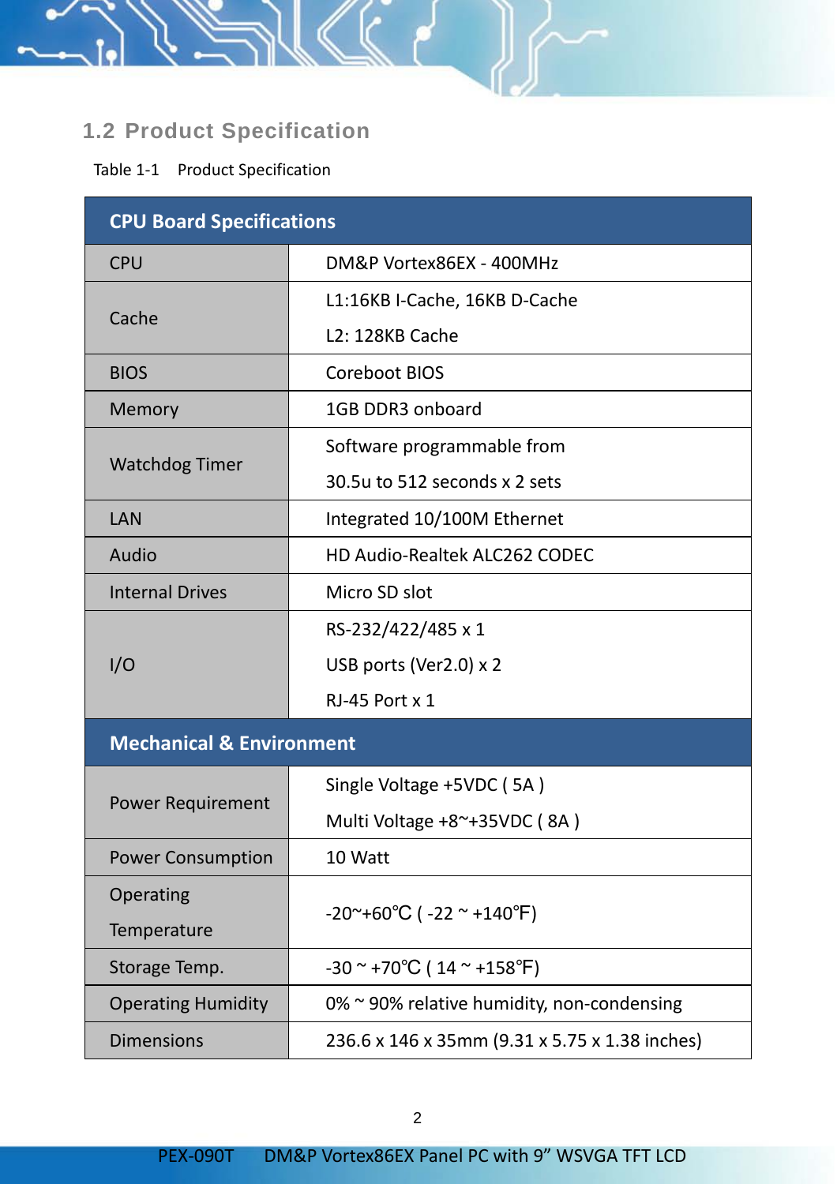## 1.2 Product Specification

Table 1-1 Product Specification

| CPU Board Specifications | |
|---|---|
| CPU | DM&P Vortex86EX - 400MHz |
| Cache | L1:16KB I-Cache, 16KB D-Cache<br>L2: 128KB Cache |
| BIOS | Coreboot BIOS |
| Memory | 1GB DDR3 onboard |
| Watchdog Timer | Software programmable from<br>30.5u to 512 seconds x 2 sets |
| LAN | Integrated 10/100M Ethernet |
| Audio | HD Audio-Realtek ALC262 CODEC |
| Internal Drives | Micro SD slot |
| I/O | RS-232/422/485 x 1<br>USB ports (Ver2.0) x 2<br>RJ-45 Port x 1 |
| **Mechanical & Environment** | |
| Power Requirement | Single Voltage +5VDC ( 5A )<br>Multi Voltage +8~+35VDC ( 8A ) |
| Power Consumption | 10 Watt |
| Operating Temperature | -20~+60℃ ( -22 ~ +140℉) |
| Storage Temp. | -30 ~ +70℃ ( 14 ~ +158℉) |
| Operating Humidity | 0% ~ 90% relative humidity, non-condensing |
| Dimensions | 236.6 x 146 x 35mm (9.31 x 5.75 x 1.38 inches) |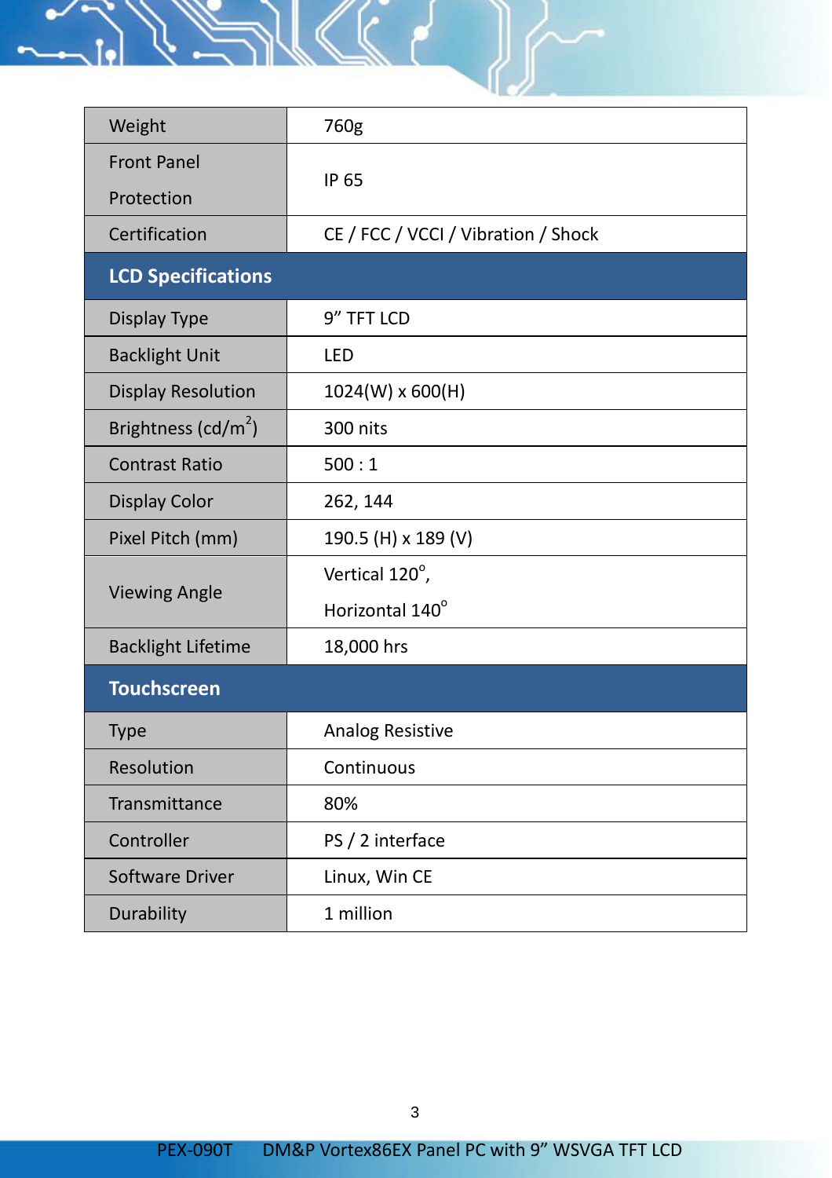| | |
|---|---|
| Weight | 760g |
| Front Panel Protection | IP 65 |
| Certification | CE / FCC / VCCI / Vibration / Shock |
| **LCD Specifications** | |
| Display Type | 9” TFT LCD |
| Backlight Unit | LED |
| Display Resolution | 1024(W) x 600(H) |
| Brightness (cd/$m^2$) | 300 nits |
| Contrast Ratio | 500 : 1 |
| Display Color | 262, 144 |
| Pixel Pitch (mm) | 190.5 (H) x 189 (V) |
| Viewing Angle | Vertical 120°, Horizontal 140° |
| Backlight Lifetime | 18,000 hrs |
| **Touchscreen** | |
| Type | Analog Resistive |
| Resolution | Continuous |
| Transmittance | 80% |
| Controller | PS / 2 interface |
| Software Driver | Linux, Win CE |
| Durability | 1 million |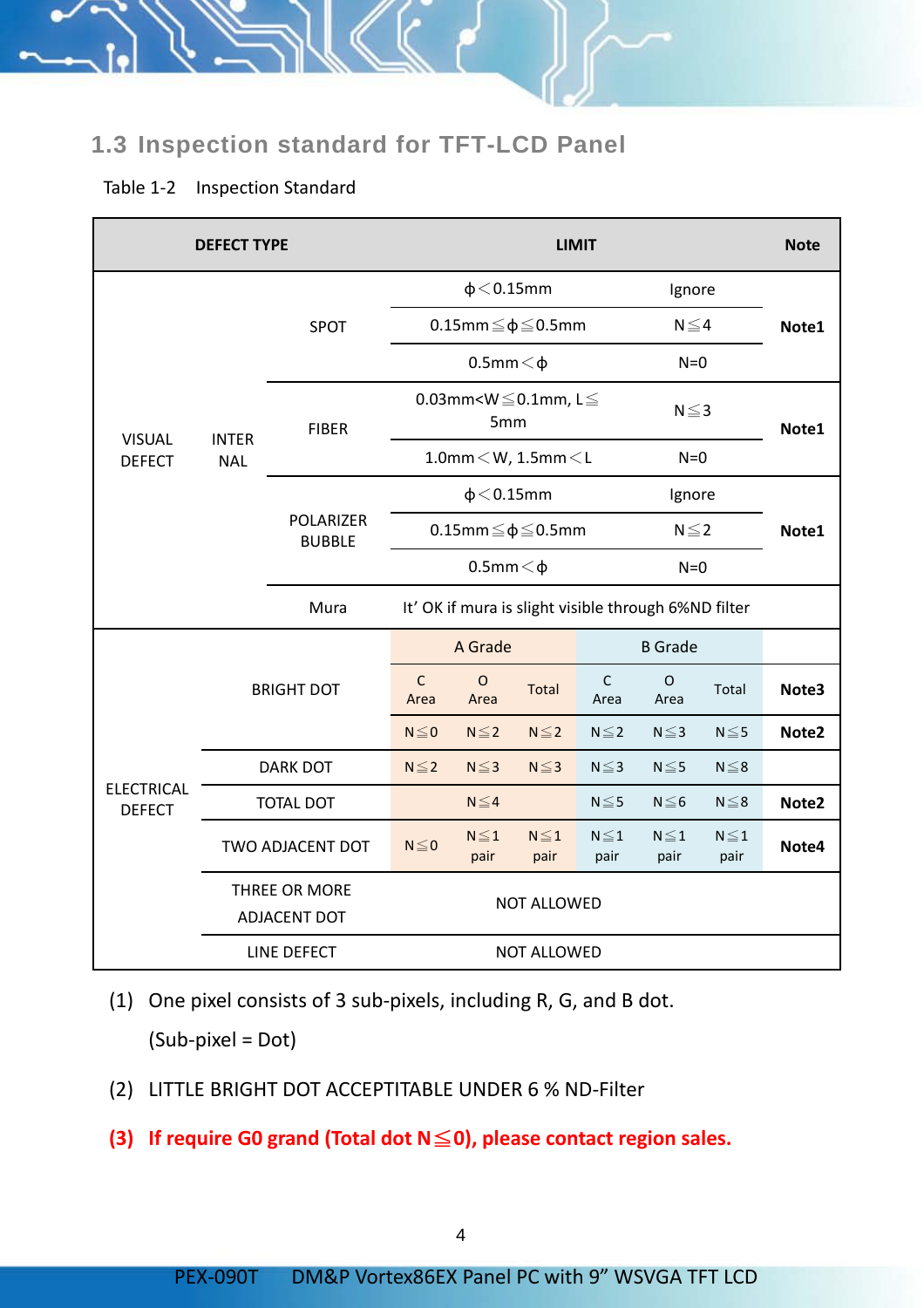## 1.3 Inspection standard for TFT-LCD Panel

Table 1-2 Inspection Standard

| DEFECT TYPE | | | LIMIT | | | | | | Note |
|---|---|---|---|---|---|---|---|---|---|
| VISUAL DEFECT | INTER NAL | SPOT | ϕ＜0.15mm | | | Ignore | | | Note1 |
| | | | 0.15mm≦ϕ≦0.5mm | | | N≦4 | | | |
| | | | 0.5mm＜ϕ | | | N=0 | | | |
| | | FIBER | 0.03mm<W≦0.1mm, L≦5mm | | | N≦3 | | | Note1 |
| | | | 1.0mm＜W, 1.5mm＜L | | | N=0 | | | |
| | | POLARIZER BUBBLE | ϕ＜0.15mm | | | Ignore | | | Note1 |
| | | | 0.15mm≦ϕ≦0.5mm | | | N≦2 | | | |
| | | | 0.5mm＜ϕ | | | N=0 | | | |
| | | Mura | It' OK if mura is slight visible through 6%ND filter | | | | | | |
| ELECTRICAL DEFECT | BRIGHT DOT | | A Grade | | | B Grade | | | |
| | | | C Area | O Area | Total | C Area | O Area | Total | Note3 |
| | | | N≦0 | N≦2 | N≦2 | N≦2 | N≦3 | N≦5 | Note2 |
| | DARK DOT | | N≦2 | N≦3 | N≦3 | N≦3 | N≦5 | N≦8 | |
| | TOTAL DOT | | N≦4 | | | N≦5 | N≦6 | N≦8 | Note2 |
| | TWO ADJACENT DOT | | N≦0 | N≦1 pair | N≦1 pair | N≦1 pair | N≦1 pair | N≦1 pair | Note4 |
| | THREE OR MORE ADJACENT DOT | | NOT ALLOWED | | | | | | |
| | LINE DEFECT | | NOT ALLOWED | | | | | | |

(1) One pixel consists of 3 sub-pixels, including R, G, and B dot.
(Sub-pixel = Dot)

(2) LITTLE BRIGHT DOT ACCEPTITABLE UNDER 6 % ND-Filter

**(3) If require G0 grand (Total dot N≦0), please contact region sales.**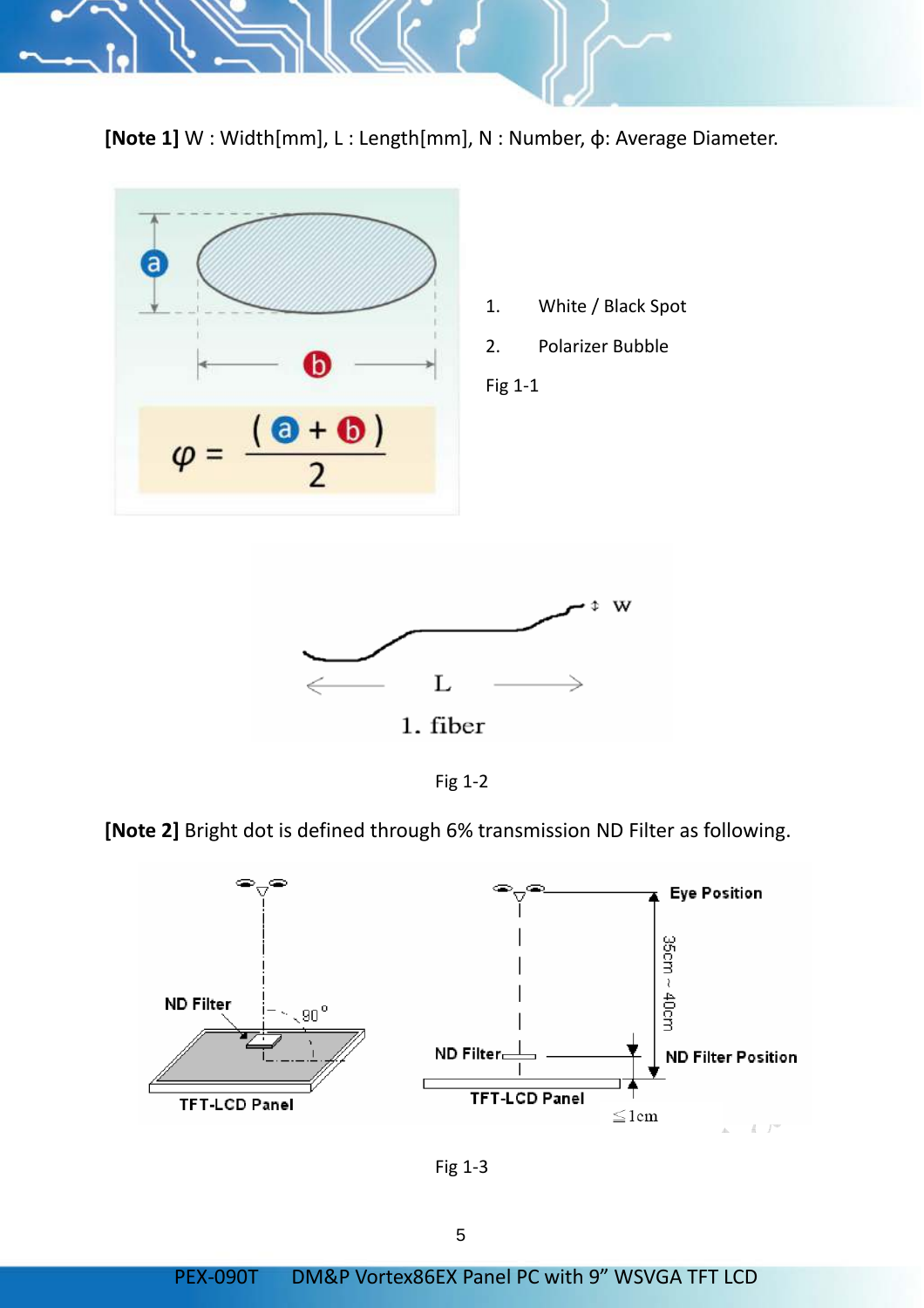**[Note 1]** W : Width[mm], L : Length[mm], N : Number, ϕ: Average Diameter.

a

b

$$\varphi = \frac{(a + b)}{2}$$

1. White / Black Spot
2. Polarizer Bubble

Fig 1-1

W

L

1. fiber

Fig 1-2

**[Note 2]** Bright dot is defined through 6% transmission ND Filter as following.

ND Filter

90°

TFT-LCD Panel

Eye Position

35cm ~ 40cm

ND Filter

ND Filter Position

TFT-LCD Panel

≦1cm

Fig 1-3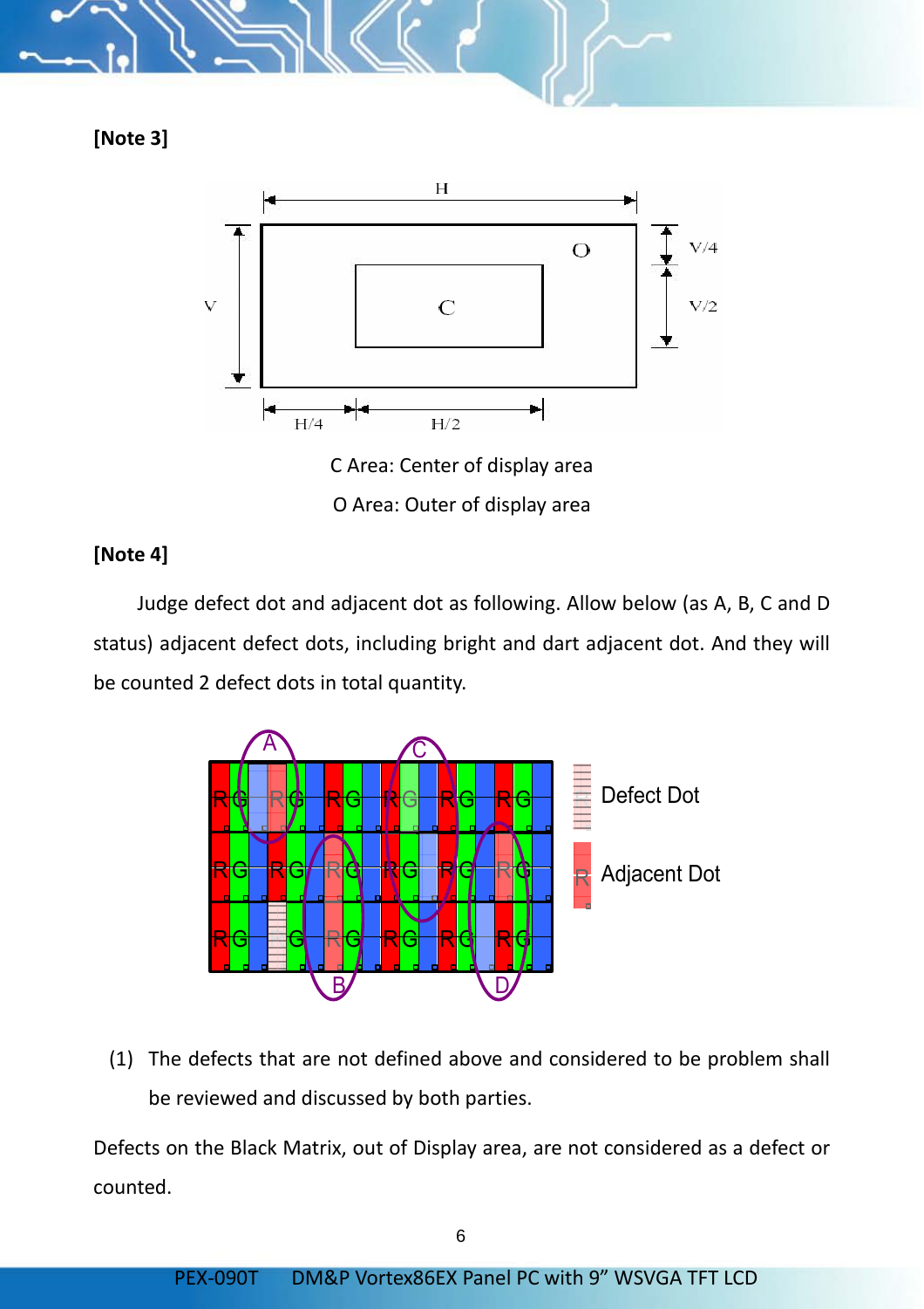**[Note 3]**

H

V

O

C

V/4

V/2

H/4

H/2

C Area: Center of display area

O Area: Outer of display area

**[Note 4]**

Judge defect dot and adjacent dot as following. Allow below (as A, B, C and D status) adjacent defect dots, including bright and dart adjacent dot. And they will be counted 2 defect dots in total quantity.

A

C

B

D

Defect Dot

Adjacent Dot

(1) The defects that are not defined above and considered to be problem shall be reviewed and discussed by both parties.

Defects on the Black Matrix, out of Display area, are not considered as a defect or counted.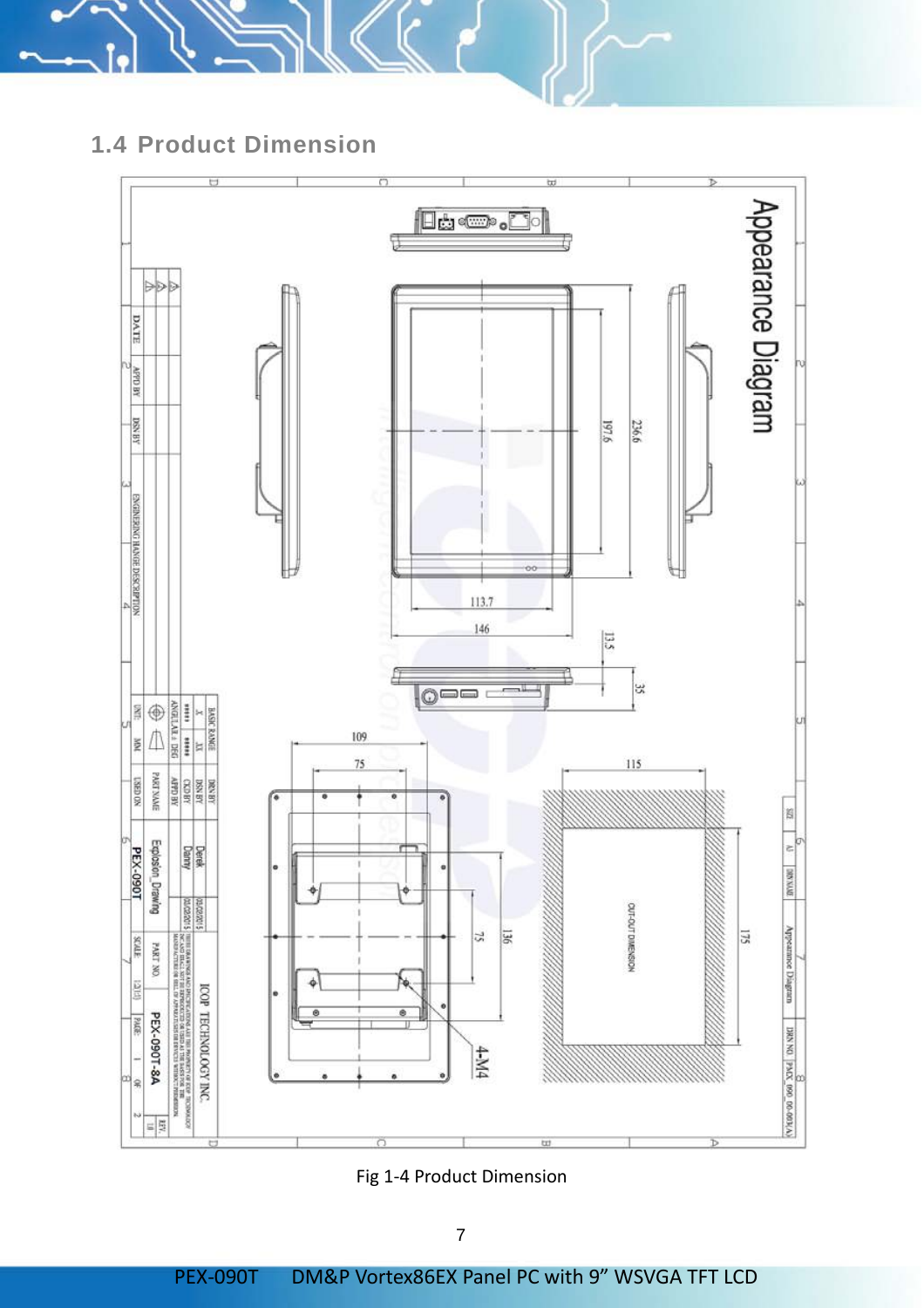## 1.4 Product Dimension

Fig 1-4 Product Dimension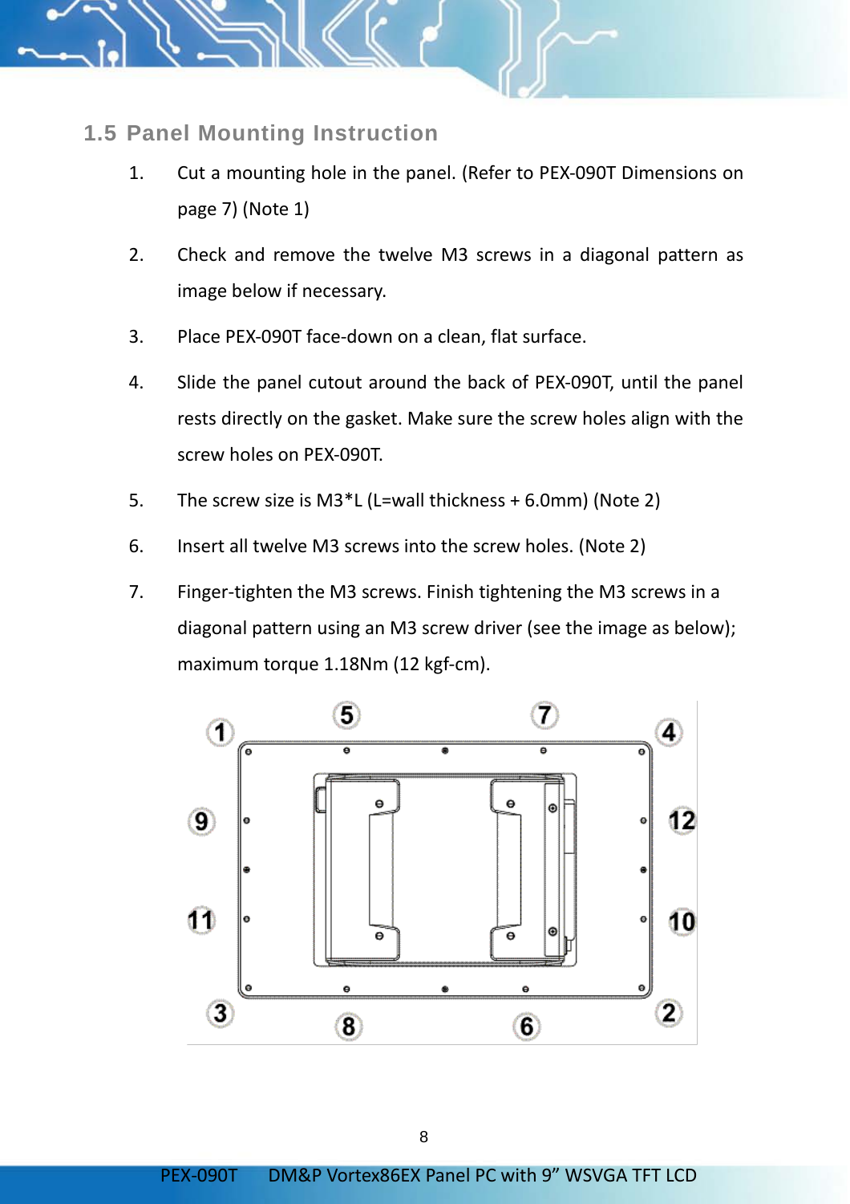## 1.5 Panel Mounting Instruction

1. Cut a mounting hole in the panel. (Refer to PEX-090T Dimensions on page 7) (Note 1)
2. Check and remove the twelve M3 screws in a diagonal pattern as image below if necessary.
3. Place PEX-090T face-down on a clean, flat surface.
4. Slide the panel cutout around the back of PEX-090T, until the panel rests directly on the gasket. Make sure the screw holes align with the screw holes on PEX-090T.
5. The screw size is M3*L (L=wall thickness + 6.0mm) (Note 2)
6. Insert all twelve M3 screws into the screw holes. (Note 2)
7. Finger-tighten the M3 screws. Finish tightening the M3 screws in a diagonal pattern using an M3 screw driver (see the image as below); maximum torque 1.18Nm (12 kgf-cm).

1
5
7
4
9
12
11
10
3
8
6
2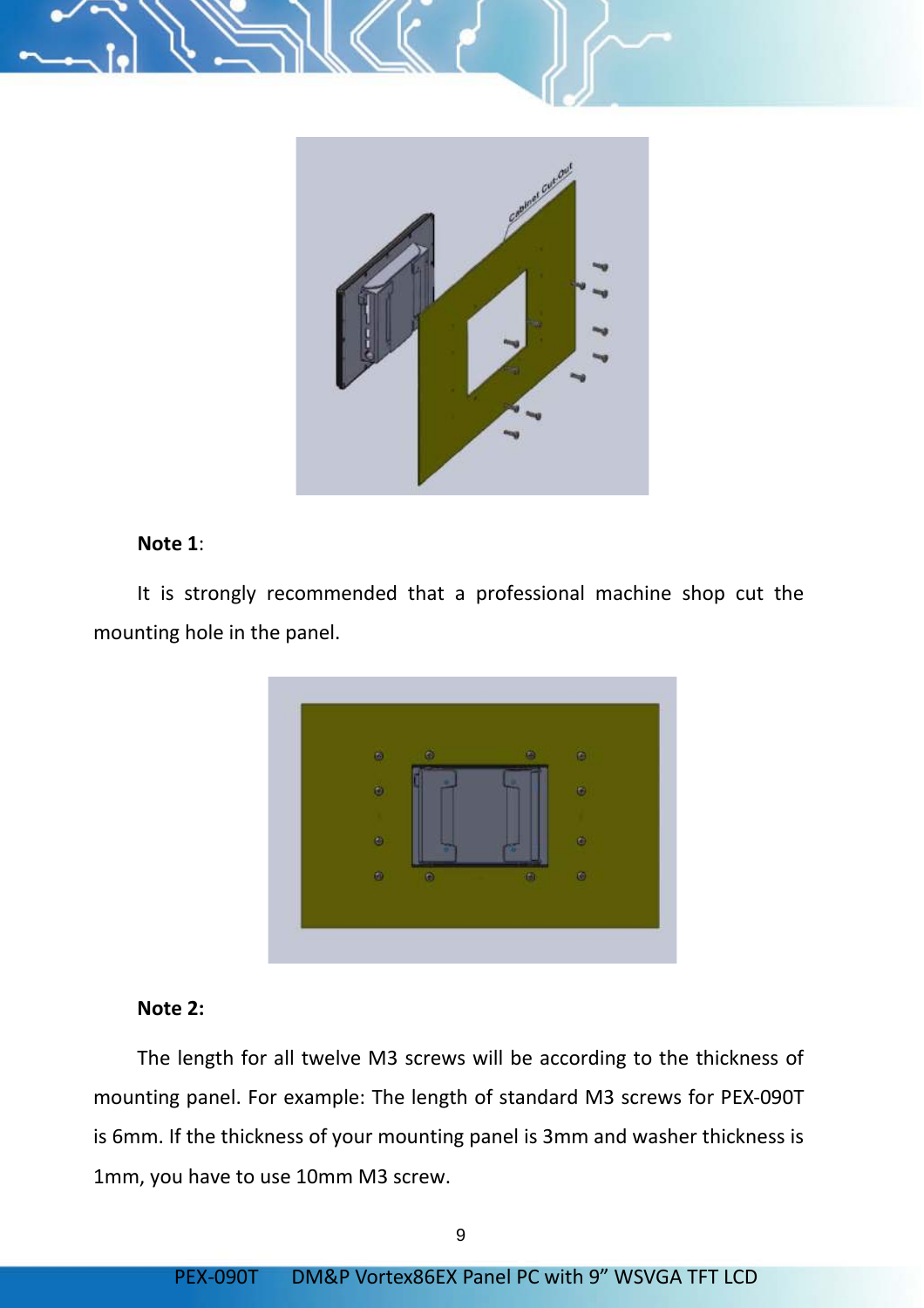**Note 1**:

It is strongly recommended that a professional machine shop cut the mounting hole in the panel.

**Note 2:**

The length for all twelve M3 screws will be according to the thickness of mounting panel. For example: The length of standard M3 screws for PEX-090T is 6mm. If the thickness of your mounting panel is 3mm and washer thickness is 1mm, you have to use 10mm M3 screw.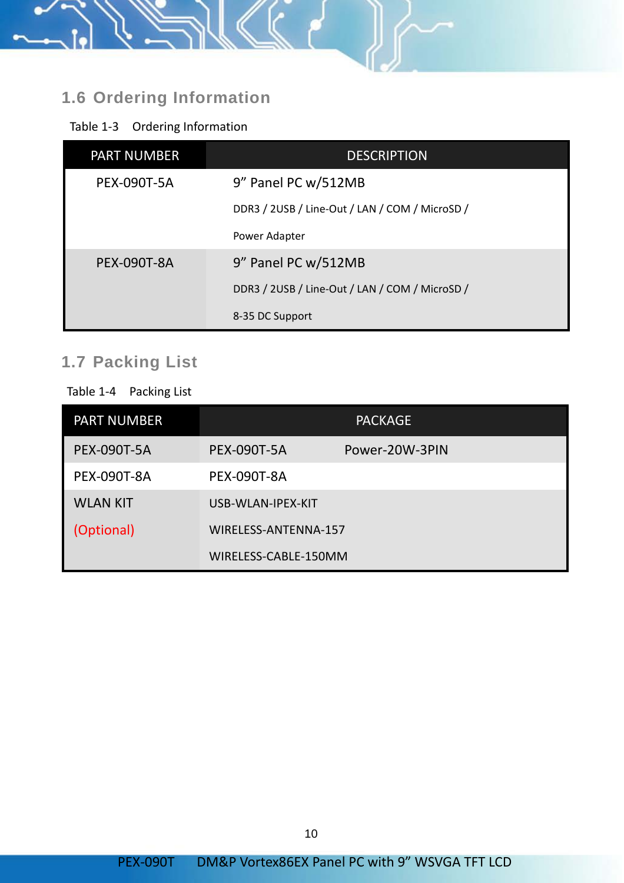## 1.6 Ordering Information

Table 1-3  Ordering Information

| PART NUMBER | DESCRIPTION |
|---|---|
| PEX-090T-5A | 9" Panel PC w/512MB DDR3 / 2USB / Line-Out / LAN / COM / MicroSD / Power Adapter |
| PEX-090T-8A | 9" Panel PC w/512MB DDR3 / 2USB / Line-Out / LAN / COM / MicroSD / 8-35 DC Support |

## 1.7 Packing List

Table 1-4  Packing List

| PART NUMBER | PACKAGE | |
|---|---|---|
| PEX-090T-5A | PEX-090T-5A | Power-20W-3PIN |
| PEX-090T-8A | PEX-090T-8A | |
| WLAN KIT (Optional) | USB-WLAN-IPEX-KIT<br>WIRELESS-ANTENNA-157<br>WIRELESS-CABLE-150MM | |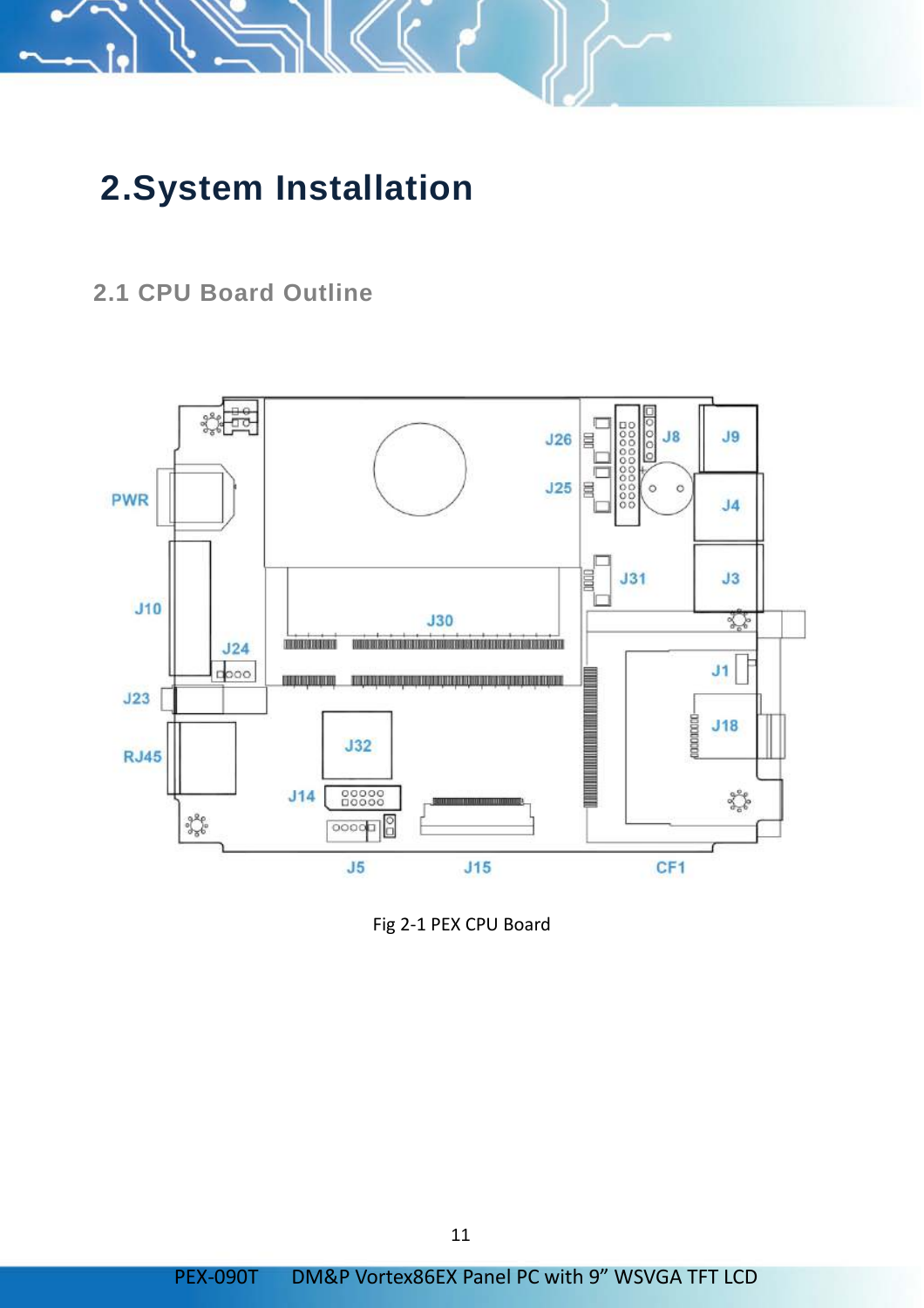# 2.System Installation

## 2.1 CPU Board Outline

PWR

J10

J24

J23

RJ45

J26

J25

J8

J9

J4

J3

J31

J30

J1

J18

J32

J14

J5

J15

CF1

Fig 2-1 PEX CPU Board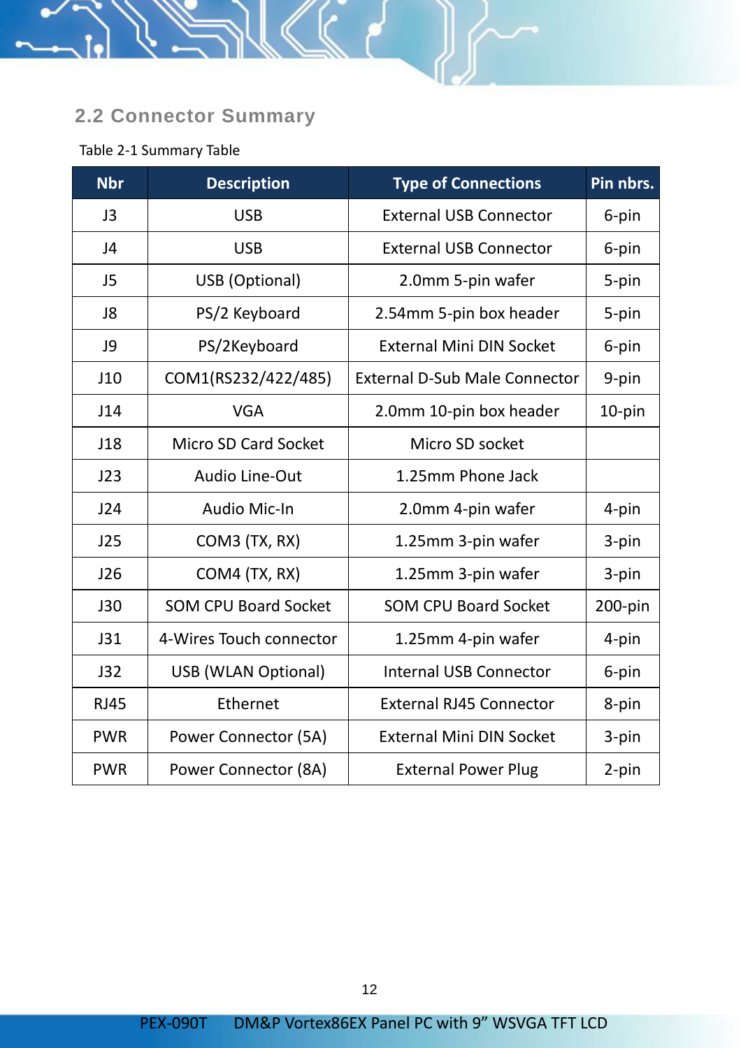## 2.2 Connector Summary

Table 2-1 Summary Table

| Nbr | Description | Type of Connections | Pin nbrs. |
|---|---|---|---|
| J3 | USB | External USB Connector | 6-pin |
| J4 | USB | External USB Connector | 6-pin |
| J5 | USB (Optional) | 2.0mm 5-pin wafer | 5-pin |
| J8 | PS/2 Keyboard | 2.54mm 5-pin box header | 5-pin |
| J9 | PS/2Keyboard | External Mini DIN Socket | 6-pin |
| J10 | COM1(RS232/422/485) | External D-Sub Male Connector | 9-pin |
| J14 | VGA | 2.0mm 10-pin box header | 10-pin |
| J18 | Micro SD Card Socket | Micro SD socket | |
| J23 | Audio Line-Out | 1.25mm Phone Jack | |
| J24 | Audio Mic-In | 2.0mm 4-pin wafer | 4-pin |
| J25 | COM3 (TX, RX) | 1.25mm 3-pin wafer | 3-pin |
| J26 | COM4 (TX, RX) | 1.25mm 3-pin wafer | 3-pin |
| J30 | SOM CPU Board Socket | SOM CPU Board Socket | 200-pin |
| J31 | 4-Wires Touch connector | 1.25mm 4-pin wafer | 4-pin |
| J32 | USB (WLAN Optional) | Internal USB Connector | 6-pin |
| RJ45 | Ethernet | External RJ45 Connector | 8-pin |
| PWR | Power Connector (5A) | External Mini DIN Socket | 3-pin |
| PWR | Power Connector (8A) | External Power Plug | 2-pin |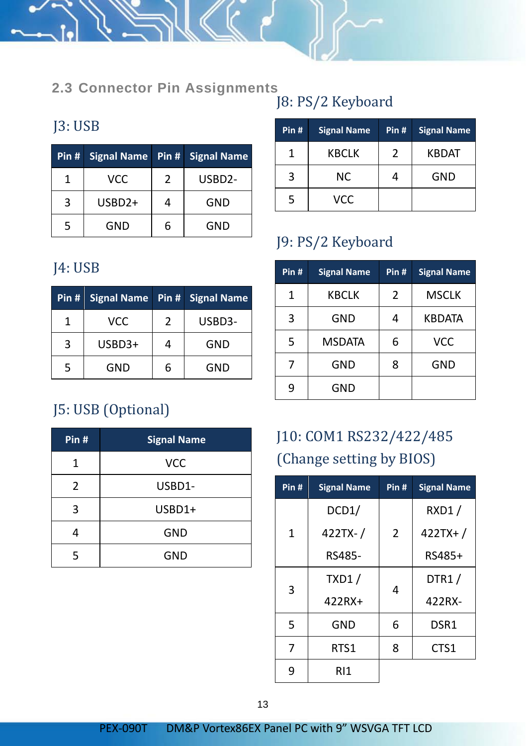## 2.3 Connector Pin Assignments

### J3: USB

| Pin # | Signal Name | Pin # | Signal Name |
|---|---|---|---|
| 1 | VCC | 2 | USBD2- |
| 3 | USBD2+ | 4 | GND |
| 5 | GND | 6 | GND |

### J4: USB

| Pin # | Signal Name | Pin # | Signal Name |
|---|---|---|---|
| 1 | VCC | 2 | USBD3- |
| 3 | USBD3+ | 4 | GND |
| 5 | GND | 6 | GND |

### J5: USB (Optional)

| Pin # | Signal Name |
|---|---|
| 1 | VCC |
| 2 | USBD1- |
| 3 | USBD1+ |
| 4 | GND |
| 5 | GND |

### J8: PS/2 Keyboard

| Pin # | Signal Name | Pin # | Signal Name |
|---|---|---|---|
| 1 | KBCLK | 2 | KBDAT |
| 3 | NC | 4 | GND |
| 5 | VCC | | |

### J9: PS/2 Keyboard

| Pin # | Signal Name | Pin # | Signal Name |
|---|---|---|---|
| 1 | KBCLK | 2 | MSCLK |
| 3 | GND | 4 | KBDATA |
| 5 | MSDATA | 6 | VCC |
| 7 | GND | 8 | GND |
| 9 | GND | | |

### J10: COM1 RS232/422/485 (Change setting by BIOS)

| Pin # | Signal Name | Pin # | Signal Name |
|---|---|---|---|
| 1 | DCD1/ 422TX- / RS485- | 2 | RXD1 / 422TX+ / RS485+ |
| 3 | TXD1 / 422RX+ | 4 | DTR1 / 422RX- |
| 5 | GND | 6 | DSR1 |
| 7 | RTS1 | 8 | CTS1 |
| 9 | RI1 | | |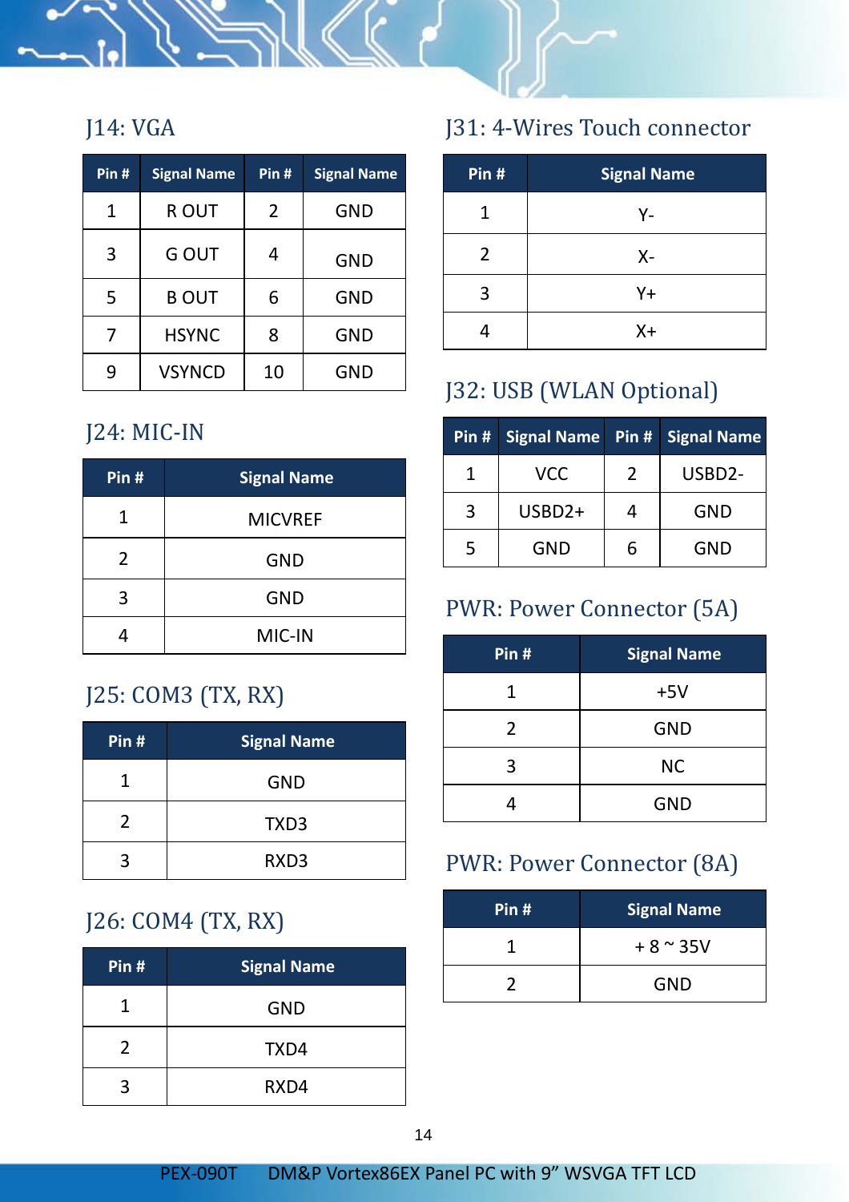## J14: VGA

| Pin # | Signal Name | Pin # | Signal Name |
|---|---|---|---|
| 1 | R OUT | 2 | GND |
| 3 | G OUT | 4 | GND |
| 5 | B OUT | 6 | GND |
| 7 | HSYNC | 8 | GND |
| 9 | VSYNCD | 10 | GND |

## J24: MIC-IN

| Pin # | Signal Name |
|---|---|
| 1 | MICVREF |
| 2 | GND |
| 3 | GND |
| 4 | MIC-IN |

## J25: COM3 (TX, RX)

| Pin # | Signal Name |
|---|---|
| 1 | GND |
| 2 | TXD3 |
| 3 | RXD3 |

## J26: COM4 (TX, RX)

| Pin # | Signal Name |
|---|---|
| 1 | GND |
| 2 | TXD4 |
| 3 | RXD4 |

## J31: 4-Wires Touch connector

| Pin # | Signal Name |
|---|---|
| 1 | Y- |
| 2 | X- |
| 3 | Y+ |
| 4 | X+ |

## J32: USB (WLAN Optional)

| Pin # | Signal Name | Pin # | Signal Name |
|---|---|---|---|
| 1 | VCC | 2 | USBD2- |
| 3 | USBD2+ | 4 | GND |
| 5 | GND | 6 | GND |

## PWR: Power Connector (5A)

| Pin # | Signal Name |
|---|---|
| 1 | +5V |
| 2 | GND |
| 3 | NC |
| 4 | GND |

## PWR: Power Connector (8A)

| Pin # | Signal Name |
|---|---|
| 1 | + 8 ~ 35V |
| 2 | GND |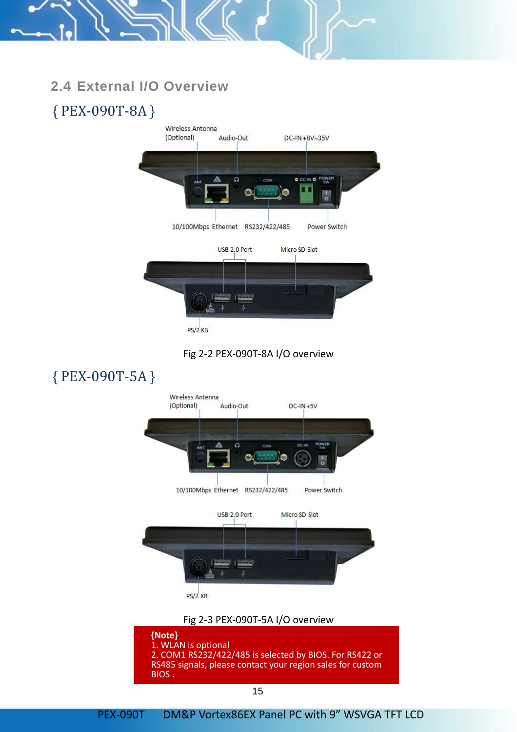## 2.4 External I/O Overview

{ PEX-090T-8A }

Wireless Antenna (Optional)

Audio-Out

DC-IN +8V~35V

10/100Mbps Ethernet

RS232/422/485

Power Switch

USB 2.0 Port

Micro SD Slot

PS/2 KB

Fig 2-2 PEX-090T-8A I/O overview

{ PEX-090T-5A }

Wireless Antenna (Optional)

Audio-Out

DC-IN +5V

10/100Mbps Ethernet

RS232/422/485

Power Switch

USB 2.0 Port

Micro SD Slot

PS/2 KB

Fig 2-3 PEX-090T-5A I/O overview

**{Note}**
1. WLAN is optional
2. COM1 RS232/422/485 is selected by BIOS. For RS422 or RS485 signals, please contact your region sales for custom BIOS .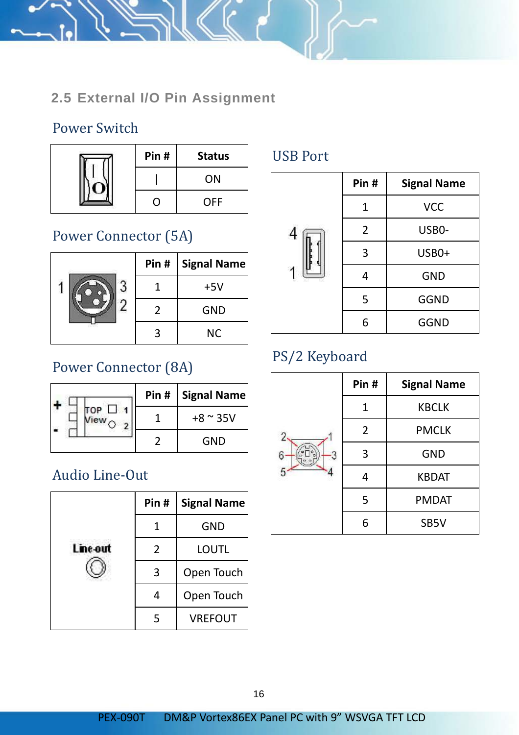## 2.5 External I/O Pin Assignment

### Power Switch

| Pin # | Status |
|---|---|
| \| | ON |
| O | OFF |

### Power Connector (5A)

| Pin # | Signal Name |
|---|---|
| 1 | +5V |
| 2 | GND |
| 3 | NC |

### Power Connector (8A)

| Pin # | Signal Name |
|---|---|
| 1 | +8 ~ 35V |
| 2 | GND |

### Audio Line-Out

| Pin # | Signal Name |
|---|---|
| 1 | GND |
| 2 | LOUTL |
| 3 | Open Touch |
| 4 | Open Touch |
| 5 | VREFOUT |

### USB Port

| Pin # | Signal Name |
|---|---|
| 1 | VCC |
| 2 | USB0- |
| 3 | USB0+ |
| 4 | GND |
| 5 | GGND |
| 6 | GGND |

### PS/2 Keyboard

| Pin # | Signal Name |
|---|---|
| 1 | KBCLK |
| 2 | PMCLK |
| 3 | GND |
| 4 | KBDAT |
| 5 | PMDAT |
| 6 | SB5V |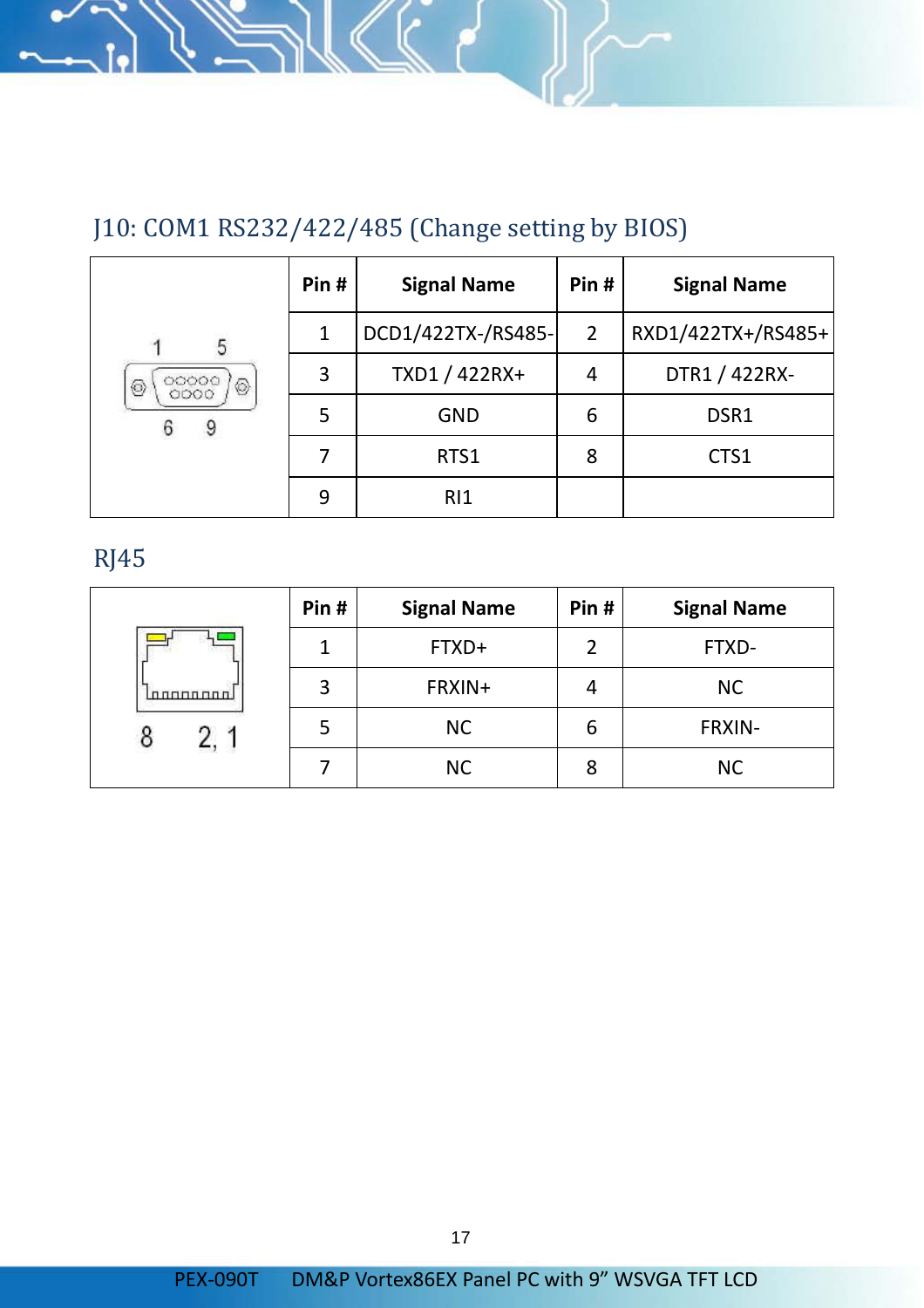## J10: COM1 RS232/422/485 (Change setting by BIOS)

| Pin # | Signal Name | Pin # | Signal Name |
|---|---|---|---|
| 1 | DCD1/422TX-/RS485- | 2 | RXD1/422TX+/RS485+ |
| 3 | TXD1 / 422RX+ | 4 | DTR1 / 422RX- |
| 5 | GND | 6 | DSR1 |
| 7 | RTS1 | 8 | CTS1 |
| 9 | RI1 | | |

## RJ45

| Pin # | Signal Name | Pin # | Signal Name |
|---|---|---|---|
| 1 | FTXD+ | 2 | FTXD- |
| 3 | FRXIN+ | 4 | NC |
| 5 | NC | 6 | FRXIN- |
| 7 | NC | 8 | NC |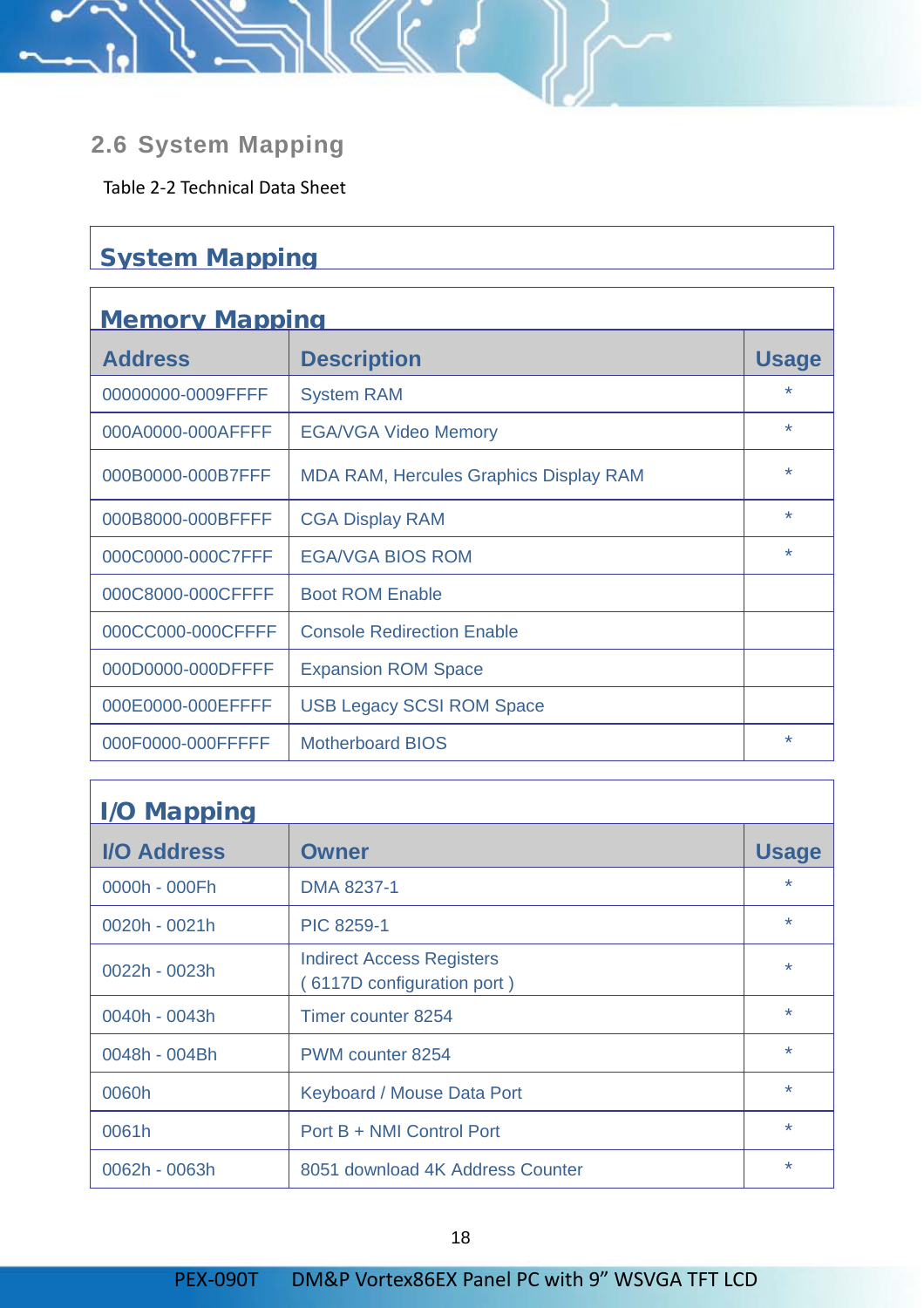## 2.6 System Mapping

Table 2-2 Technical Data Sheet

### System Mapping

#### Memory Mapping

| Address | Description | Usage |
|---|---|---|
| 00000000-0009FFFF | System RAM | * |
| 000A0000-000AFFFF | EGA/VGA Video Memory | * |
| 000B0000-000B7FFF | MDA RAM, Hercules Graphics Display RAM | * |
| 000B8000-000BFFFF | CGA Display RAM | * |
| 000C0000-000C7FFF | EGA/VGA BIOS ROM | * |
| 000C8000-000CFFFF | Boot ROM Enable | |
| 000CC000-000CFFFF | Console Redirection Enable | |
| 000D0000-000DFFFF | Expansion ROM Space | |
| 000E0000-000EFFFF | USB Legacy SCSI ROM Space | |
| 000F0000-000FFFFF | Motherboard BIOS | * |

#### I/O Mapping

| I/O Address | Owner | Usage |
|---|---|---|
| 0000h - 000Fh | DMA 8237-1 | * |
| 0020h - 0021h | PIC 8259-1 | * |
| 0022h - 0023h | Indirect Access Registers ( 6117D configuration port ) | * |
| 0040h - 0043h | Timer counter 8254 | * |
| 0048h - 004Bh | PWM counter 8254 | * |
| 0060h | Keyboard / Mouse Data Port | * |
| 0061h | Port B + NMI Control Port | * |
| 0062h - 0063h | 8051 download 4K Address Counter | * |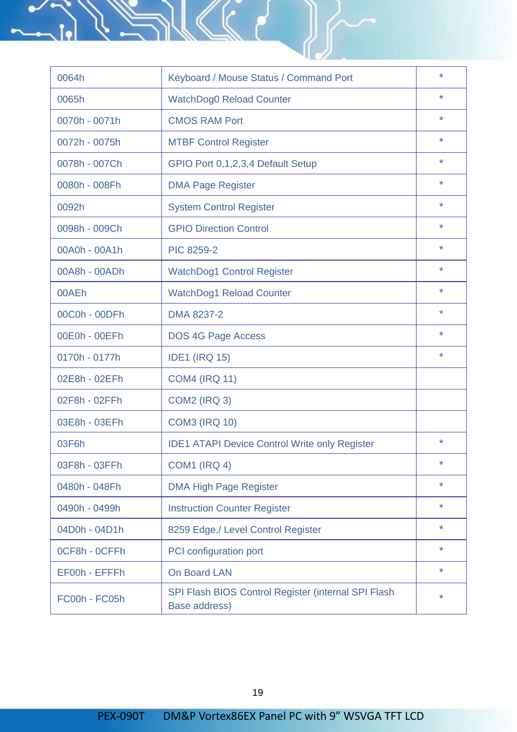| | | |
|---|---|---|
| 0064h | Keyboard / Mouse Status / Command Port | * |
| 0065h | WatchDog0 Reload Counter | * |
| 0070h - 0071h | CMOS RAM Port | * |
| 0072h - 0075h | MTBF Control Register | * |
| 0078h - 007Ch | GPIO Port 0,1,2,3,4 Default Setup | * |
| 0080h - 008Fh | DMA Page Register | * |
| 0092h | System Control Register | * |
| 0098h - 009Ch | GPIO Direction Control | * |
| 00A0h - 00A1h | PIC 8259-2 | * |
| 00A8h - 00ADh | WatchDog1 Control Register | * |
| 00AEh | WatchDog1 Reload Counter | * |
| 00C0h - 00DFh | DMA 8237-2 | * |
| 00E0h - 00EFh | DOS 4G Page Access | * |
| 0170h - 0177h | IDE1 (IRQ 15) | * |
| 02E8h - 02EFh | COM4 (IRQ 11) | |
| 02F8h - 02FFh | COM2 (IRQ 3) | |
| 03E8h - 03EFh | COM3 (IRQ 10) | |
| 03F6h | IDE1 ATAPI Device Control Write only Register | * |
| 03F8h - 03FFh | COM1 (IRQ 4) | * |
| 0480h - 048Fh | DMA High Page Register | * |
| 0490h - 0499h | Instruction Counter Register | * |
| 04D0h - 04D1h | 8259 Edge,/ Level Control Register | * |
| 0CF8h - 0CFFh | PCI configuration port | * |
| EF00h - EFFFh | On Board LAN | * |
| FC00h - FC05h | SPI Flash BIOS Control Register (internal SPI Flash Base address) | * |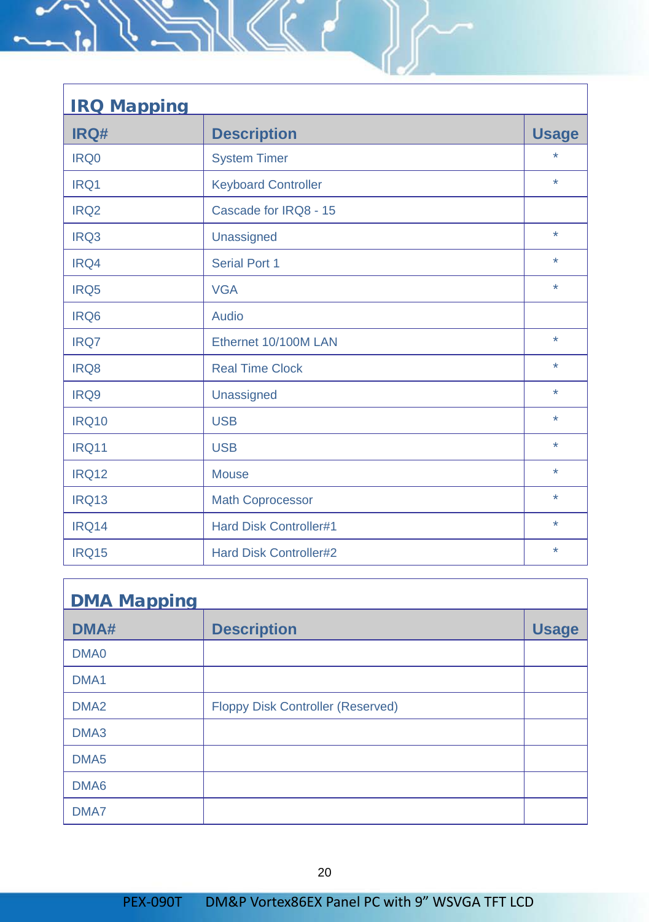| IRQ Mapping | | |
|---|---|---|
| **IRQ#** | **Description** | **Usage** |
| IRQ0 | System Timer | * |
| IRQ1 | Keyboard Controller | * |
| IRQ2 | Cascade for IRQ8 - 15 | |
| IRQ3 | Unassigned | * |
| IRQ4 | Serial Port 1 | * |
| IRQ5 | VGA | * |
| IRQ6 | Audio | |
| IRQ7 | Ethernet 10/100M LAN | * |
| IRQ8 | Real Time Clock | * |
| IRQ9 | Unassigned | * |
| IRQ10 | USB | * |
| IRQ11 | USB | * |
| IRQ12 | Mouse | * |
| IRQ13 | Math Coprocessor | * |
| IRQ14 | Hard Disk Controller#1 | * |
| IRQ15 | Hard Disk Controller#2 | * |

| DMA Mapping | | |
|---|---|---|
| **DMA#** | **Description** | **Usage** |
| DMA0 | | |
| DMA1 | | |
| DMA2 | Floppy Disk Controller (Reserved) | |
| DMA3 | | |
| DMA5 | | |
| DMA6 | | |
| DMA7 | | |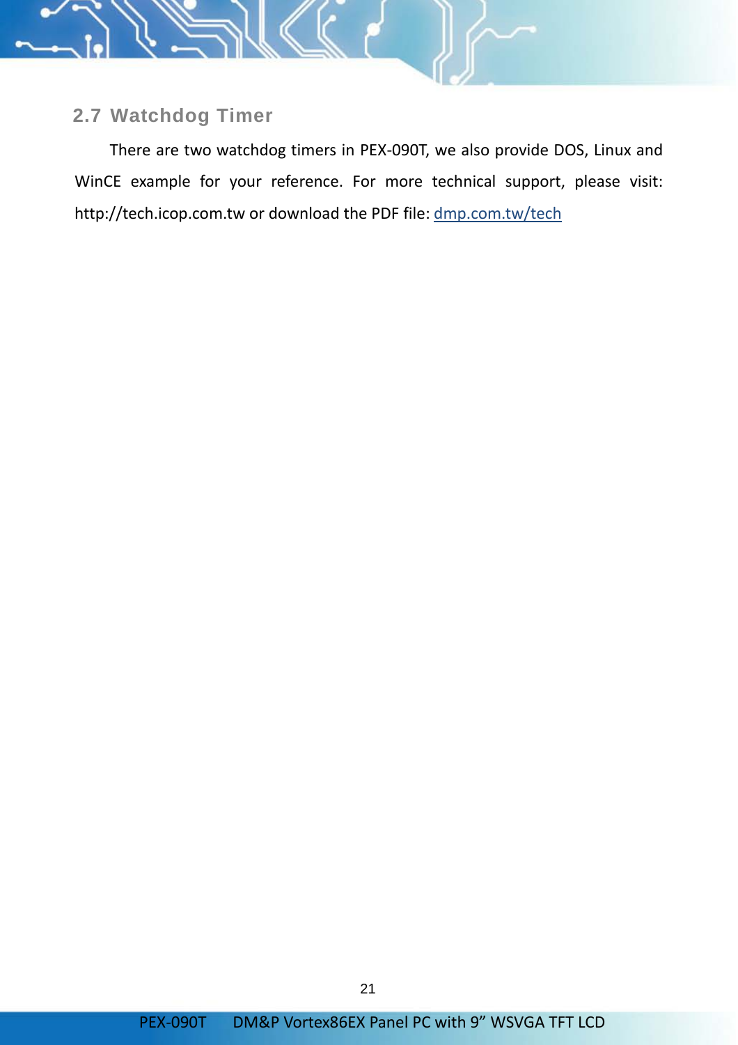## 2.7 Watchdog Timer

There are two watchdog timers in PEX-090T, we also provide DOS, Linux and WinCE example for your reference. For more technical support, please visit: http://tech.icop.com.tw or download the PDF file: dmp.com.tw/tech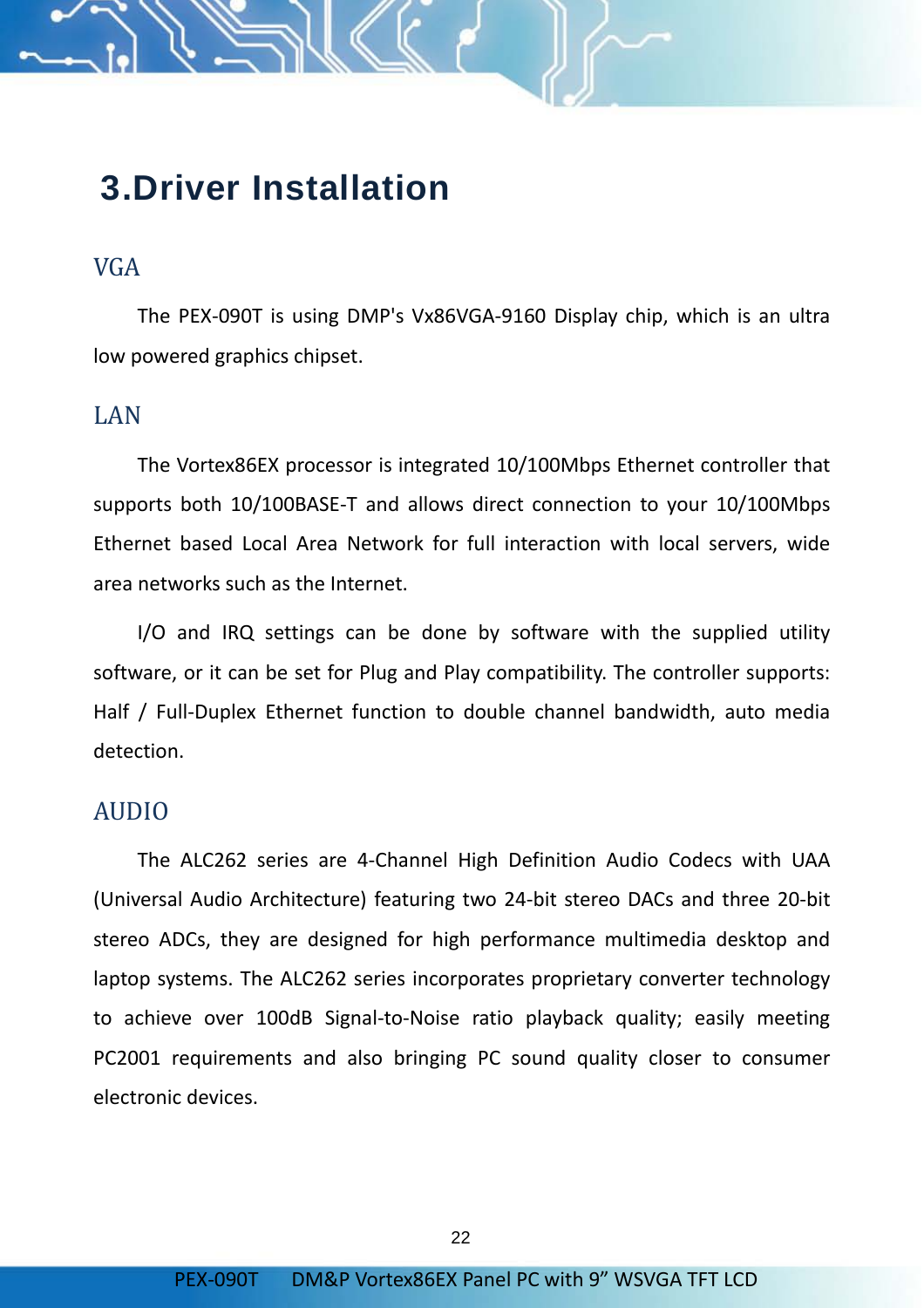# 3.Driver Installation

## VGA

The PEX-090T is using DMP's Vx86VGA-9160 Display chip, which is an ultra low powered graphics chipset.

## LAN

The Vortex86EX processor is integrated 10/100Mbps Ethernet controller that supports both 10/100BASE-T and allows direct connection to your 10/100Mbps Ethernet based Local Area Network for full interaction with local servers, wide area networks such as the Internet.

I/O and IRQ settings can be done by software with the supplied utility software, or it can be set for Plug and Play compatibility. The controller supports: Half / Full-Duplex Ethernet function to double channel bandwidth, auto media detection.

## AUDIO

The ALC262 series are 4-Channel High Definition Audio Codecs with UAA (Universal Audio Architecture) featuring two 24-bit stereo DACs and three 20-bit stereo ADCs, they are designed for high performance multimedia desktop and laptop systems. The ALC262 series incorporates proprietary converter technology to achieve over 100dB Signal-to-Noise ratio playback quality; easily meeting PC2001 requirements and also bringing PC sound quality closer to consumer electronic devices.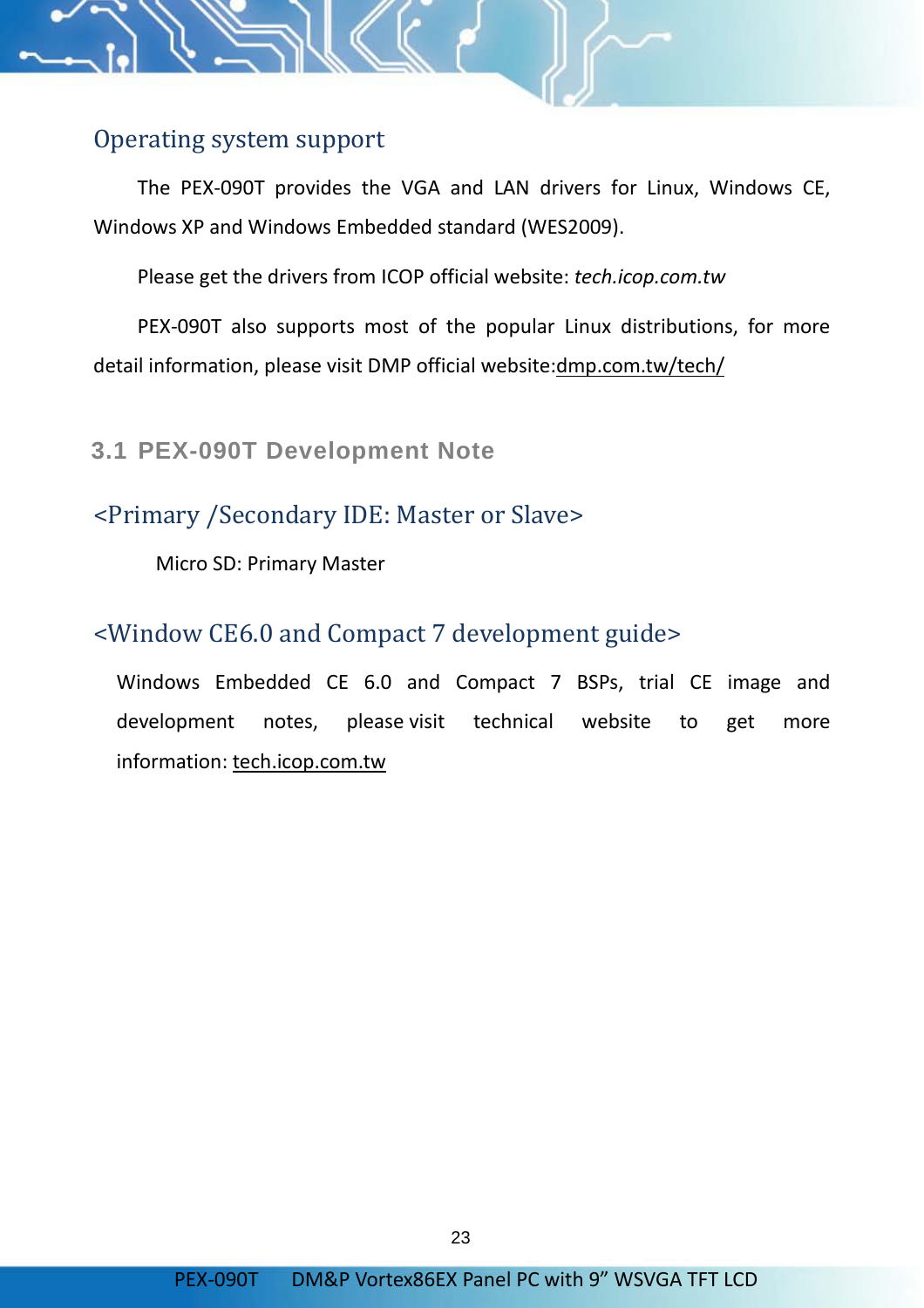### Operating system support

The PEX-090T provides the VGA and LAN drivers for Linux, Windows CE, Windows XP and Windows Embedded standard (WES2009).

Please get the drivers from ICOP official website: *tech.icop.com.tw*

PEX-090T also supports most of the popular Linux distributions, for more detail information, please visit DMP official website:dmp.com.tw/tech/

## 3.1 PEX-090T Development Note

### <Primary /Secondary IDE: Master or Slave>

Micro SD: Primary Master

### <Window CE6.0 and Compact 7 development guide>

Windows Embedded CE 6.0 and Compact 7 BSPs, trial CE image and development notes, please visit technical website to get more information: tech.icop.com.tw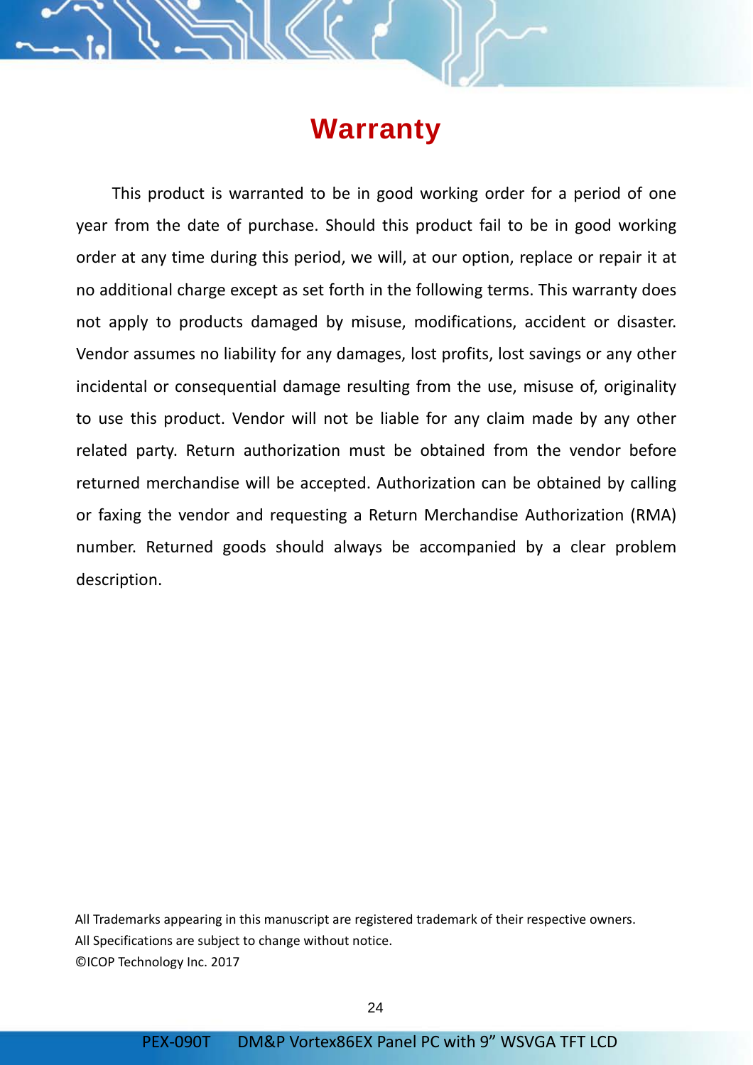# Warranty

This product is warranted to be in good working order for a period of one year from the date of purchase. Should this product fail to be in good working order at any time during this period, we will, at our option, replace or repair it at no additional charge except as set forth in the following terms. This warranty does not apply to products damaged by misuse, modifications, accident or disaster. Vendor assumes no liability for any damages, lost profits, lost savings or any other incidental or consequential damage resulting from the use, misuse of, originality to use this product. Vendor will not be liable for any claim made by any other related party. Return authorization must be obtained from the vendor before returned merchandise will be accepted. Authorization can be obtained by calling or faxing the vendor and requesting a Return Merchandise Authorization (RMA) number. Returned goods should always be accompanied by a clear problem description.

All Trademarks appearing in this manuscript are registered trademark of their respective owners.
All Specifications are subject to change without notice.
©ICOP Technology Inc. 2017